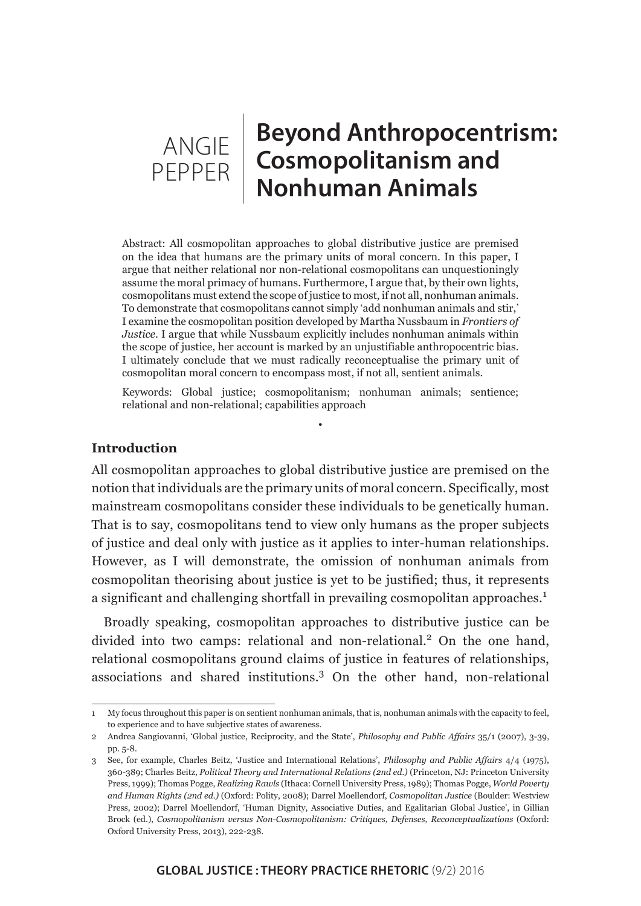ANGIE PEPPER

# Beyond Anthropocentrism: Cosmopolitanism and Nonhuman Animals

Abstract: All cosmopolitan approaches to global distributive justice are premised on the idea that humans are the primary units of moral concern. In this paper, I argue that neither relational nor non-relational cosmopolitans can unquestioningly assume the moral primacy of humans. Furthermore, I argue that, by their own lights, cosmopolitans must extend the scope of justice to most, if not all, nonhuman animals. To demonstrate that cosmopolitans cannot simply 'add nonhuman animals and stir,' I examine the cosmopolitan position developed by Martha Nussbaum in *Frontiers of Justice*. I argue that while Nussbaum explicitly includes nonhuman animals within the scope of justice, her account is marked by an unjustifiable anthropocentric bias. I ultimately conclude that we must radically reconceptualise the primary unit of cosmopolitan moral concern to encompass most, if not all, sentient animals.

Keywords: Global justice; cosmopolitanism; nonhuman animals; sentience; relational and non-relational; capabilities approach

•

## Introduction

All cosmopolitan approaches to global distributive justice are premised on the notion that individuals are the primary units of moral concern. Specifically, most mainstream cosmopolitans consider these individuals to be genetically human. That is to say, cosmopolitans tend to view only humans as the proper subjects of justice and deal only with justice as it applies to inter-human relationships. However, as I will demonstrate, the omission of nonhuman animals from cosmopolitan theorising about justice is yet to be justified; thus, it represents a significant and challenging shortfall in prevailing cosmopolitan approaches.[1]

Broadly speaking, cosmopolitan approaches to distributive justice can be divided into two camps: relational and non-relational.[2] On the one hand, relational cosmopolitans ground claims of justice in features of relationships, associations and shared institutions.[3] On the other hand, non-relational

---

1 My focus throughout this paper is on sentient nonhuman animals, that is, nonhuman animals with the capacity to feel, to experience and to have subjective states of awareness.

2 Andrea Sangiovanni, 'Global justice, Reciprocity, and the State', *Philosophy and Public Affairs* 35/1 (2007), 3-39, pp. 5-8.

3 See, for example, Charles Beitz, 'Justice and International Relations', *Philosophy and Public Affairs* 4/4 (1975), 360-389; Charles Beitz, *Political Theory and International Relations (2nd ed.)* (Princeton, NJ: Princeton University Press, 1999); Thomas Pogge, *Realizing Rawls* (Ithaca: Cornell University Press, 1989); Thomas Pogge, *World Poverty and Human Rights (2nd ed.)* (Oxford: Polity, 2008); Darrel Moellendorf, *Cosmopolitan Justice* (Boulder: Westview Press, 2002); Darrel Moellendorf, 'Human Dignity, Associative Duties, and Egalitarian Global Justice', in Gillian Brock (ed.), *Cosmopolitanism versus Non-Cosmopolitanism: Critiques, Defenses, Reconceptualizations* (Oxford: Oxford University Press, 2013), 222-238.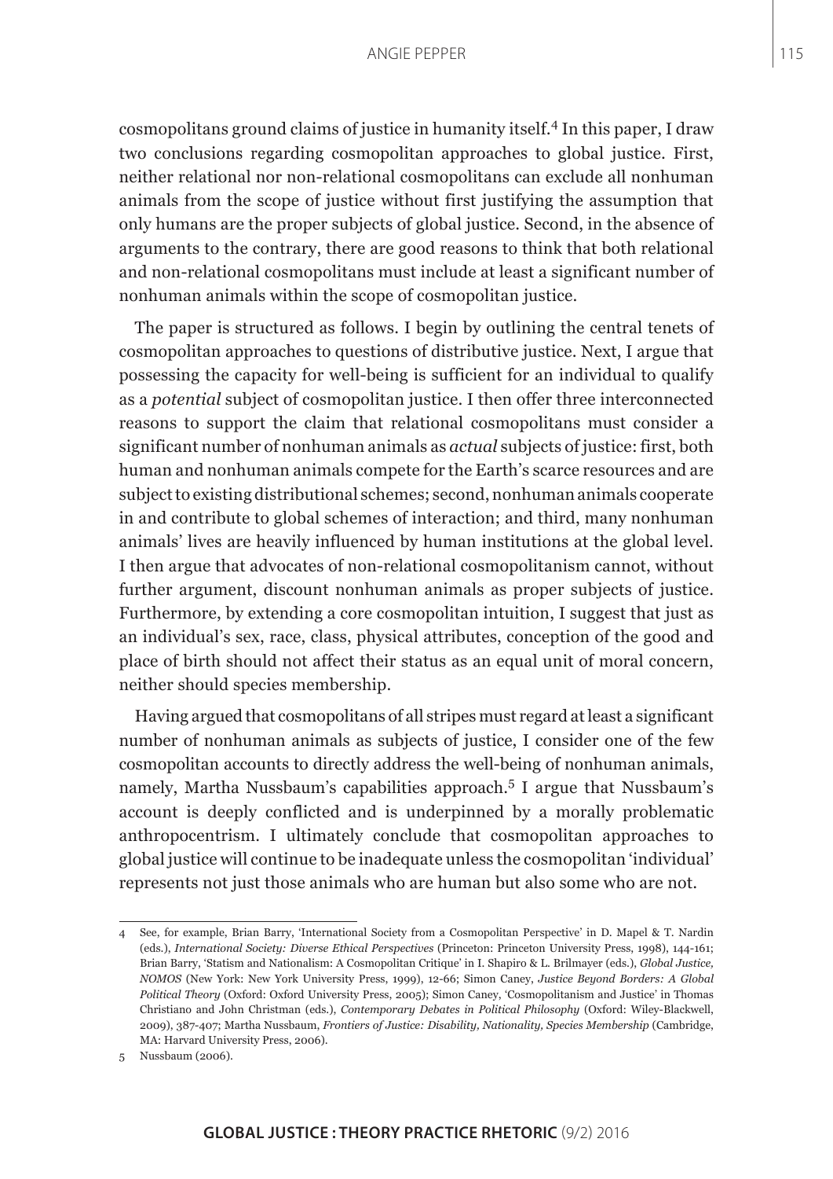cosmopolitans ground claims of justice in humanity itself.[4] In this paper, I draw two conclusions regarding cosmopolitan approaches to global justice. First, neither relational nor non-relational cosmopolitans can exclude all nonhuman animals from the scope of justice without first justifying the assumption that only humans are the proper subjects of global justice. Second, in the absence of arguments to the contrary, there are good reasons to think that both relational and non-relational cosmopolitans must include at least a significant number of nonhuman animals within the scope of cosmopolitan justice.

The paper is structured as follows. I begin by outlining the central tenets of cosmopolitan approaches to questions of distributive justice. Next, I argue that possessing the capacity for well-being is sufficient for an individual to qualify as a *potential* subject of cosmopolitan justice. I then offer three interconnected reasons to support the claim that relational cosmopolitans must consider a significant number of nonhuman animals as *actual* subjects of justice: first, both human and nonhuman animals compete for the Earth's scarce resources and are subject to existing distributional schemes; second, nonhuman animals cooperate in and contribute to global schemes of interaction; and third, many nonhuman animals' lives are heavily influenced by human institutions at the global level. I then argue that advocates of non-relational cosmopolitanism cannot, without further argument, discount nonhuman animals as proper subjects of justice. Furthermore, by extending a core cosmopolitan intuition, I suggest that just as an individual's sex, race, class, physical attributes, conception of the good and place of birth should not affect their status as an equal unit of moral concern, neither should species membership.

Having argued that cosmopolitans of all stripes must regard at least a significant number of nonhuman animals as subjects of justice, I consider one of the few cosmopolitan accounts to directly address the well-being of nonhuman animals, namely, Martha Nussbaum's capabilities approach.[5] I argue that Nussbaum's account is deeply conflicted and is underpinned by a morally problematic anthropocentrism. I ultimately conclude that cosmopolitan approaches to global justice will continue to be inadequate unless the cosmopolitan 'individual' represents not just those animals who are human but also some who are not.

---

4 See, for example, Brian Barry, 'International Society from a Cosmopolitan Perspective' in D. Mapel & T. Nardin (eds.), *International Society: Diverse Ethical Perspectives* (Princeton: Princeton University Press, 1998), 144-161; Brian Barry, 'Statism and Nationalism: A Cosmopolitan Critique' in I. Shapiro & L. Brilmayer (eds.), *Global Justice, NOMOS* (New York: New York University Press, 1999), 12-66; Simon Caney, *Justice Beyond Borders: A Global Political Theory* (Oxford: Oxford University Press, 2005); Simon Caney, 'Cosmopolitanism and Justice' in Thomas Christiano and John Christman (eds.), *Contemporary Debates in Political Philosophy* (Oxford: Wiley-Blackwell, 2009), 387-407; Martha Nussbaum, *Frontiers of Justice: Disability, Nationality, Species Membership* (Cambridge, MA: Harvard University Press, 2006).

5 Nussbaum (2006).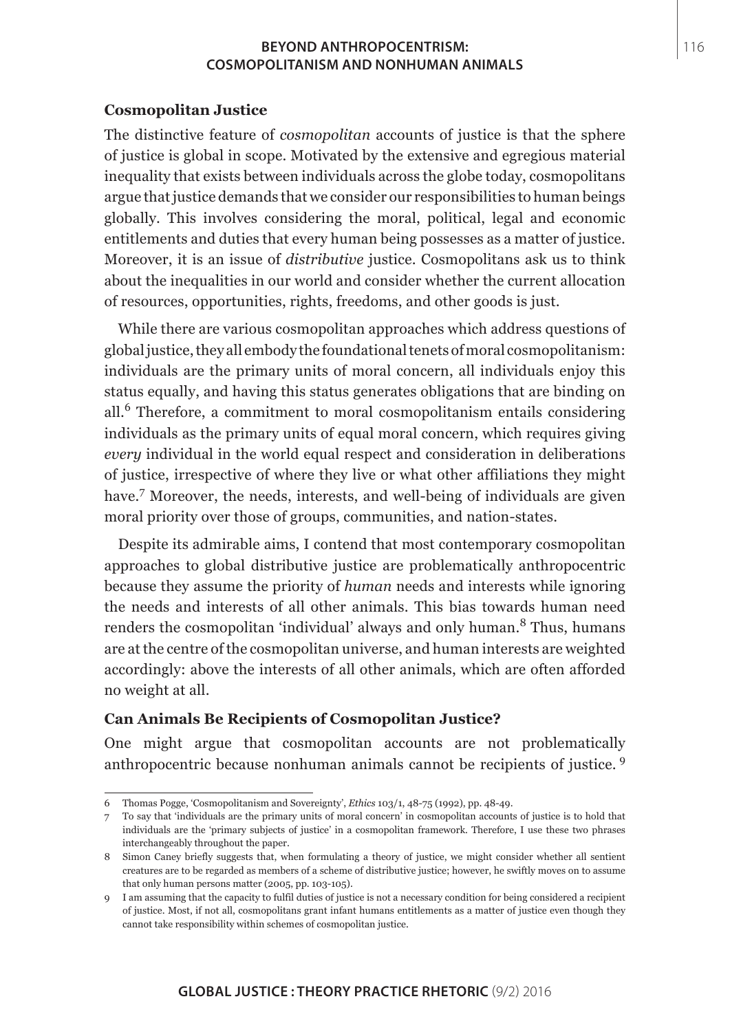### Cosmopolitan Justice

The distinctive feature of *cosmopolitan* accounts of justice is that the sphere of justice is global in scope. Motivated by the extensive and egregious material inequality that exists between individuals across the globe today, cosmopolitans argue that justice demands that we consider our responsibilities to human beings globally. This involves considering the moral, political, legal and economic entitlements and duties that every human being possesses as a matter of justice. Moreover, it is an issue of *distributive* justice. Cosmopolitans ask us to think about the inequalities in our world and consider whether the current allocation of resources, opportunities, rights, freedoms, and other goods is just.

While there are various cosmopolitan approaches which address questions of global justice, they all embody the foundational tenets of moral cosmopolitanism: individuals are the primary units of moral concern, all individuals enjoy this status equally, and having this status generates obligations that are binding on all.[6] Therefore, a commitment to moral cosmopolitanism entails considering individuals as the primary units of equal moral concern, which requires giving *every* individual in the world equal respect and consideration in deliberations of justice, irrespective of where they live or what other affiliations they might have.[7] Moreover, the needs, interests, and well-being of individuals are given moral priority over those of groups, communities, and nation-states.

Despite its admirable aims, I contend that most contemporary cosmopolitan approaches to global distributive justice are problematically anthropocentric because they assume the priority of *human* needs and interests while ignoring the needs and interests of all other animals. This bias towards human need renders the cosmopolitan 'individual' always and only human.[8] Thus, humans are at the centre of the cosmopolitan universe, and human interests are weighted accordingly: above the interests of all other animals, which are often afforded no weight at all.

### Can Animals Be Recipients of Cosmopolitan Justice?

One might argue that cosmopolitan accounts are not problematically anthropocentric because nonhuman animals cannot be recipients of justice. [9]

---

6 Thomas Pogge, 'Cosmopolitanism and Sovereignty', *Ethics* 103/1, 48-75 (1992), pp. 48-49.

7 To say that 'individuals are the primary units of moral concern' in cosmopolitan accounts of justice is to hold that individuals are the 'primary subjects of justice' in a cosmopolitan framework. Therefore, I use these two phrases interchangeably throughout the paper.

8 Simon Caney briefly suggests that, when formulating a theory of justice, we might consider whether all sentient creatures are to be regarded as members of a scheme of distributive justice; however, he swiftly moves on to assume that only human persons matter (2005, pp. 103-105).

9 I am assuming that the capacity to fulfil duties of justice is not a necessary condition for being considered a recipient of justice. Most, if not all, cosmopolitans grant infant humans entitlements as a matter of justice even though they cannot take responsibility within schemes of cosmopolitan justice.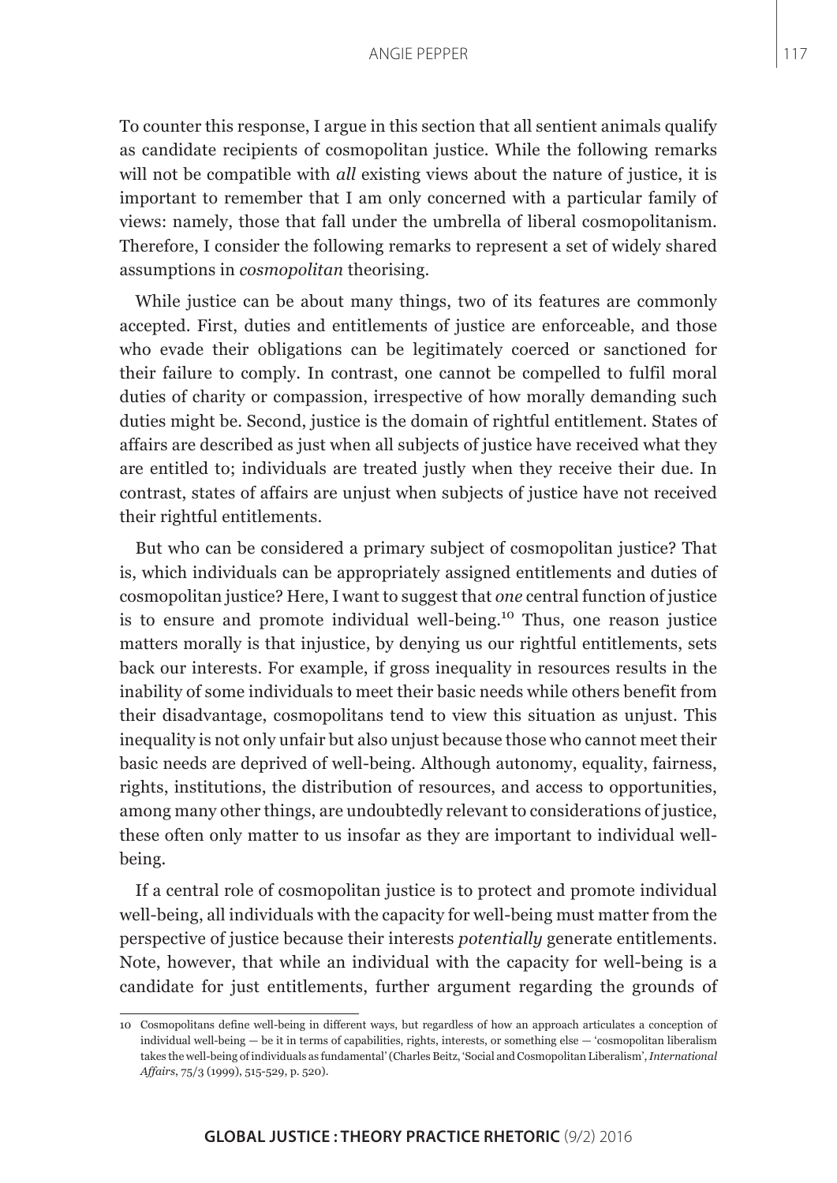To counter this response, I argue in this section that all sentient animals qualify as candidate recipients of cosmopolitan justice. While the following remarks will not be compatible with *all* existing views about the nature of justice, it is important to remember that I am only concerned with a particular family of views: namely, those that fall under the umbrella of liberal cosmopolitanism. Therefore, I consider the following remarks to represent a set of widely shared assumptions in *cosmopolitan* theorising.

While justice can be about many things, two of its features are commonly accepted. First, duties and entitlements of justice are enforceable, and those who evade their obligations can be legitimately coerced or sanctioned for their failure to comply. In contrast, one cannot be compelled to fulfil moral duties of charity or compassion, irrespective of how morally demanding such duties might be. Second, justice is the domain of rightful entitlement. States of affairs are described as just when all subjects of justice have received what they are entitled to; individuals are treated justly when they receive their due. In contrast, states of affairs are unjust when subjects of justice have not received their rightful entitlements.

But who can be considered a primary subject of cosmopolitan justice? That is, which individuals can be appropriately assigned entitlements and duties of cosmopolitan justice? Here, I want to suggest that *one* central function of justice is to ensure and promote individual well-being.[10] Thus, one reason justice matters morally is that injustice, by denying us our rightful entitlements, sets back our interests. For example, if gross inequality in resources results in the inability of some individuals to meet their basic needs while others benefit from their disadvantage, cosmopolitans tend to view this situation as unjust. This inequality is not only unfair but also unjust because those who cannot meet their basic needs are deprived of well-being. Although autonomy, equality, fairness, rights, institutions, the distribution of resources, and access to opportunities, among many other things, are undoubtedly relevant to considerations of justice, these often only matter to us insofar as they are important to individual well-being.

If a central role of cosmopolitan justice is to protect and promote individual well-being, all individuals with the capacity for well-being must matter from the perspective of justice because their interests *potentially* generate entitlements. Note, however, that while an individual with the capacity for well-being is a candidate for just entitlements, further argument regarding the grounds of

10 Cosmopolitans define well-being in different ways, but regardless of how an approach articulates a conception of individual well-being — be it in terms of capabilities, rights, interests, or something else — 'cosmopolitan liberalism takes the well-being of individuals as fundamental' (Charles Beitz, 'Social and Cosmopolitan Liberalism', *International Affairs*, 75/3 (1999), 515-529, p. 520).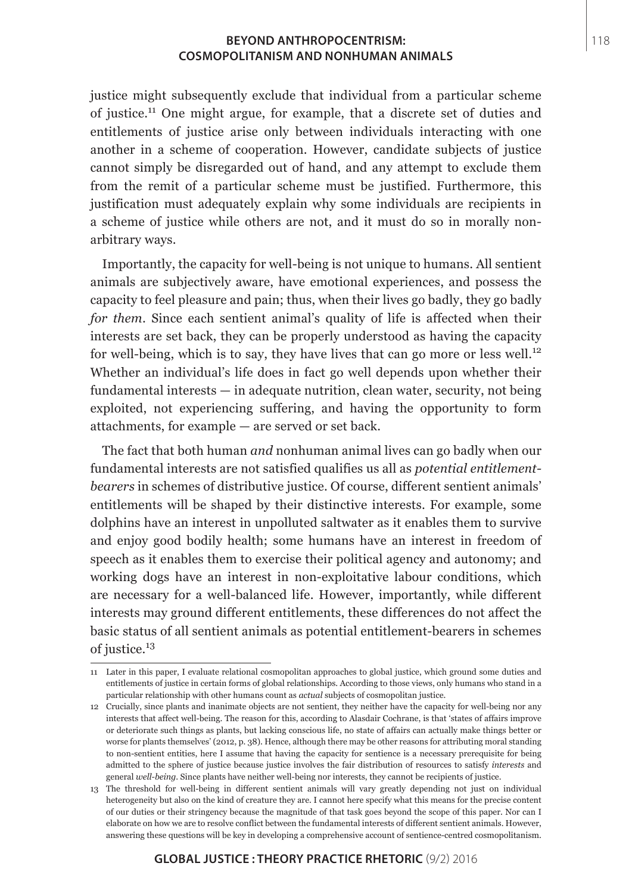justice might subsequently exclude that individual from a particular scheme of justice.[11] One might argue, for example, that a discrete set of duties and entitlements of justice arise only between individuals interacting with one another in a scheme of cooperation. However, candidate subjects of justice cannot simply be disregarded out of hand, and any attempt to exclude them from the remit of a particular scheme must be justified. Furthermore, this justification must adequately explain why some individuals are recipients in a scheme of justice while others are not, and it must do so in morally non-arbitrary ways.

Importantly, the capacity for well-being is not unique to humans. All sentient animals are subjectively aware, have emotional experiences, and possess the capacity to feel pleasure and pain; thus, when their lives go badly, they go badly *for them*. Since each sentient animal's quality of life is affected when their interests are set back, they can be properly understood as having the capacity for well-being, which is to say, they have lives that can go more or less well.[12] Whether an individual's life does in fact go well depends upon whether their fundamental interests — in adequate nutrition, clean water, security, not being exploited, not experiencing suffering, and having the opportunity to form attachments, for example — are served or set back.

The fact that both human *and* nonhuman animal lives can go badly when our fundamental interests are not satisfied qualifies us all as *potential entitlement-bearers* in schemes of distributive justice. Of course, different sentient animals' entitlements will be shaped by their distinctive interests. For example, some dolphins have an interest in unpolluted saltwater as it enables them to survive and enjoy good bodily health; some humans have an interest in freedom of speech as it enables them to exercise their political agency and autonomy; and working dogs have an interest in non-exploitative labour conditions, which are necessary for a well-balanced life. However, importantly, while different interests may ground different entitlements, these differences do not affect the basic status of all sentient animals as potential entitlement-bearers in schemes of justice.[13]

---

11 Later in this paper, I evaluate relational cosmopolitan approaches to global justice, which ground some duties and entitlements of justice in certain forms of global relationships. According to those views, only humans who stand in a particular relationship with other humans count as *actual* subjects of cosmopolitan justice.

12 Crucially, since plants and inanimate objects are not sentient, they neither have the capacity for well-being nor any interests that affect well-being. The reason for this, according to Alasdair Cochrane, is that 'states of affairs improve or deteriorate such things as plants, but lacking conscious life, no state of affairs can actually make things better or worse for plants themselves' (2012, p. 38). Hence, although there may be other reasons for attributing moral standing to non-sentient entities, here I assume that having the capacity for sentience is a necessary prerequisite for being admitted to the sphere of justice because justice involves the fair distribution of resources to satisfy *interests* and general *well-being*. Since plants have neither well-being nor interests, they cannot be recipients of justice.

13 The threshold for well-being in different sentient animals will vary greatly depending not just on individual heterogeneity but also on the kind of creature they are. I cannot here specify what this means for the precise content of our duties or their stringency because the magnitude of that task goes beyond the scope of this paper. Nor can I elaborate on how we are to resolve conflict between the fundamental interests of different sentient animals. However, answering these questions will be key in developing a comprehensive account of sentience-centred cosmopolitanism.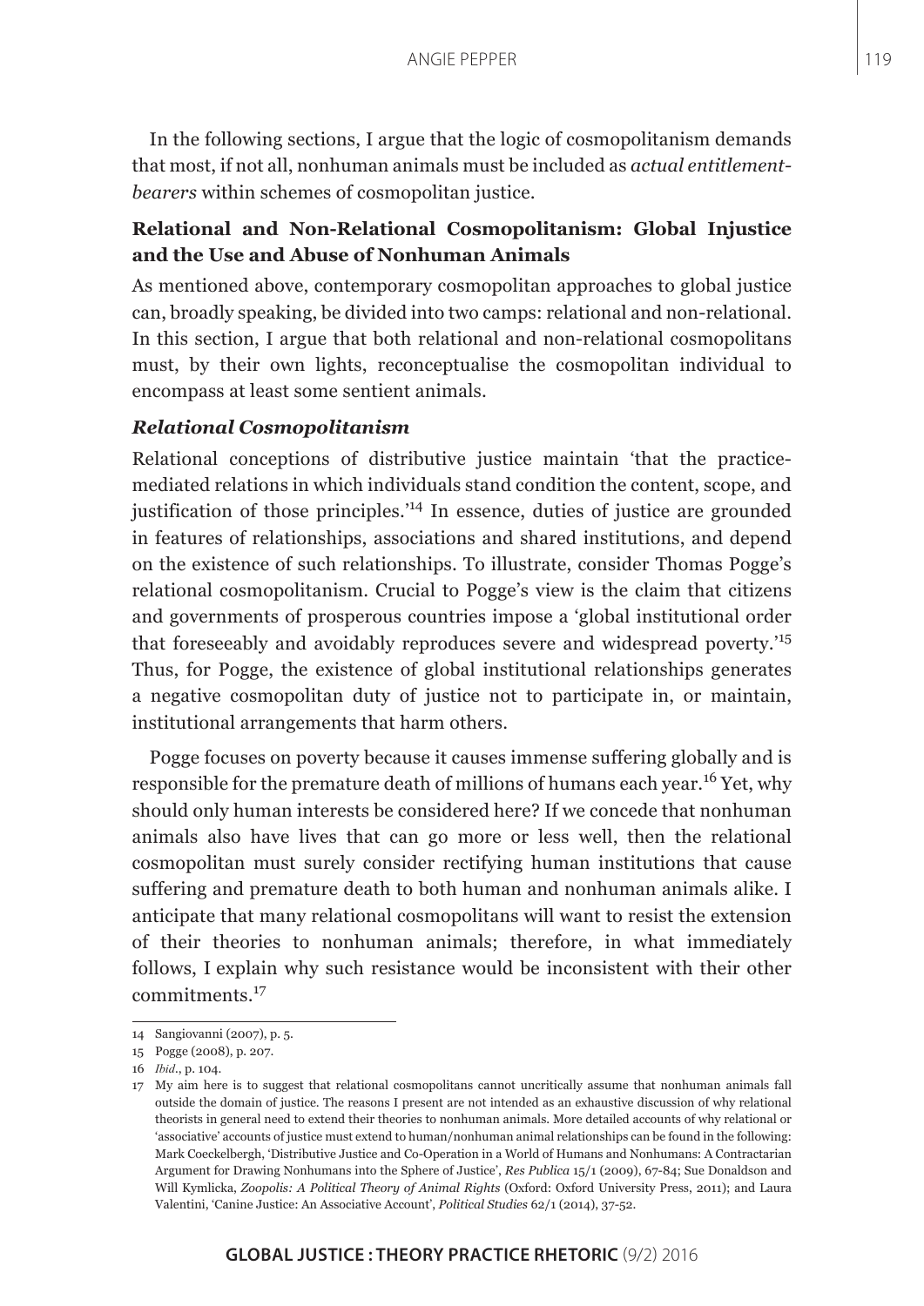In the following sections, I argue that the logic of cosmopolitanism demands that most, if not all, nonhuman animals must be included as *actual entitlement-bearers* within schemes of cosmopolitan justice.

## Relational and Non-Relational Cosmopolitanism: Global Injustice and the Use and Abuse of Nonhuman Animals

As mentioned above, contemporary cosmopolitan approaches to global justice can, broadly speaking, be divided into two camps: relational and non-relational. In this section, I argue that both relational and non-relational cosmopolitans must, by their own lights, reconceptualise the cosmopolitan individual to encompass at least some sentient animals.

### *Relational Cosmopolitanism*

Relational conceptions of distributive justice maintain 'that the practice-mediated relations in which individuals stand condition the content, scope, and justification of those principles.'[14] In essence, duties of justice are grounded in features of relationships, associations and shared institutions, and depend on the existence of such relationships. To illustrate, consider Thomas Pogge's relational cosmopolitanism. Crucial to Pogge's view is the claim that citizens and governments of prosperous countries impose a 'global institutional order that foreseeably and avoidably reproduces severe and widespread poverty.'[15] Thus, for Pogge, the existence of global institutional relationships generates a negative cosmopolitan duty of justice not to participate in, or maintain, institutional arrangements that harm others.

Pogge focuses on poverty because it causes immense suffering globally and is responsible for the premature death of millions of humans each year.[16] Yet, why should only human interests be considered here? If we concede that nonhuman animals also have lives that can go more or less well, then the relational cosmopolitan must surely consider rectifying human institutions that cause suffering and premature death to both human and nonhuman animals alike. I anticipate that many relational cosmopolitans will want to resist the extension of their theories to nonhuman animals; therefore, in what immediately follows, I explain why such resistance would be inconsistent with their other commitments.[17]

---

14 Sangiovanni (2007), p. 5.

15 Pogge (2008), p. 207.

16 *Ibid*., p. 104.

17 My aim here is to suggest that relational cosmopolitans cannot uncritically assume that nonhuman animals fall outside the domain of justice. The reasons I present are not intended as an exhaustive discussion of why relational theorists in general need to extend their theories to nonhuman animals. More detailed accounts of why relational or 'associative' accounts of justice must extend to human/nonhuman animal relationships can be found in the following: Mark Coeckelbergh, 'Distributive Justice and Co-Operation in a World of Humans and Nonhumans: A Contractarian Argument for Drawing Nonhumans into the Sphere of Justice', *Res Publica* 15/1 (2009), 67-84; Sue Donaldson and Will Kymlicka, *Zoopolis: A Political Theory of Animal Rights* (Oxford: Oxford University Press, 2011); and Laura Valentini, 'Canine Justice: An Associative Account', *Political Studies* 62/1 (2014), 37-52.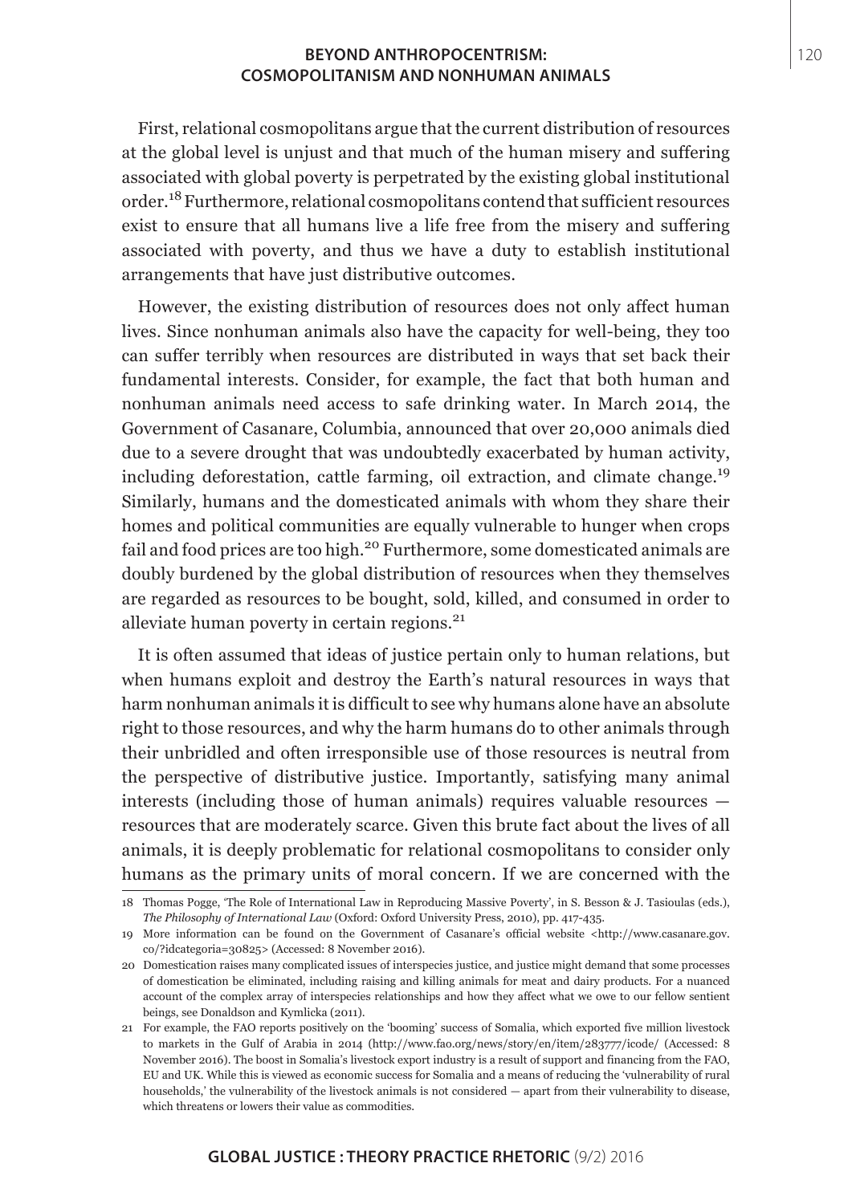First, relational cosmopolitans argue that the current distribution of resources at the global level is unjust and that much of the human misery and suffering associated with global poverty is perpetrated by the existing global institutional order.[18] Furthermore, relational cosmopolitans contend that sufficient resources exist to ensure that all humans live a life free from the misery and suffering associated with poverty, and thus we have a duty to establish institutional arrangements that have just distributive outcomes.

However, the existing distribution of resources does not only affect human lives. Since nonhuman animals also have the capacity for well-being, they too can suffer terribly when resources are distributed in ways that set back their fundamental interests. Consider, for example, the fact that both human and nonhuman animals need access to safe drinking water. In March 2014, the Government of Casanare, Columbia, announced that over 20,000 animals died due to a severe drought that was undoubtedly exacerbated by human activity, including deforestation, cattle farming, oil extraction, and climate change.[19] Similarly, humans and the domesticated animals with whom they share their homes and political communities are equally vulnerable to hunger when crops fail and food prices are too high.[20] Furthermore, some domesticated animals are doubly burdened by the global distribution of resources when they themselves are regarded as resources to be bought, sold, killed, and consumed in order to alleviate human poverty in certain regions.[21]

It is often assumed that ideas of justice pertain only to human relations, but when humans exploit and destroy the Earth's natural resources in ways that harm nonhuman animals it is difficult to see why humans alone have an absolute right to those resources, and why the harm humans do to other animals through their unbridled and often irresponsible use of those resources is neutral from the perspective of distributive justice. Importantly, satisfying many animal interests (including those of human animals) requires valuable resources — resources that are moderately scarce. Given this brute fact about the lives of all animals, it is deeply problematic for relational cosmopolitans to consider only humans as the primary units of moral concern. If we are concerned with the

---

18 Thomas Pogge, 'The Role of International Law in Reproducing Massive Poverty', in S. Besson & J. Tasioulas (eds.), *The Philosophy of International Law* (Oxford: Oxford University Press, 2010), pp. 417-435.

19 More information can be found on the Government of Casanare's official website <http://www.casanare.gov.co/?idcategoria=30825> (Accessed: 8 November 2016).

20 Domestication raises many complicated issues of interspecies justice, and justice might demand that some processes of domestication be eliminated, including raising and killing animals for meat and dairy products. For a nuanced account of the complex array of interspecies relationships and how they affect what we owe to our fellow sentient beings, see Donaldson and Kymlicka (2011).

21 For example, the FAO reports positively on the 'booming' success of Somalia, which exported five million livestock to markets in the Gulf of Arabia in 2014 (http://www.fao.org/news/story/en/item/283777/icode/ (Accessed: 8 November 2016). The boost in Somalia's livestock export industry is a result of support and financing from the FAO, EU and UK. While this is viewed as economic success for Somalia and a means of reducing the 'vulnerability of rural households,' the vulnerability of the livestock animals is not considered — apart from their vulnerability to disease, which threatens or lowers their value as commodities.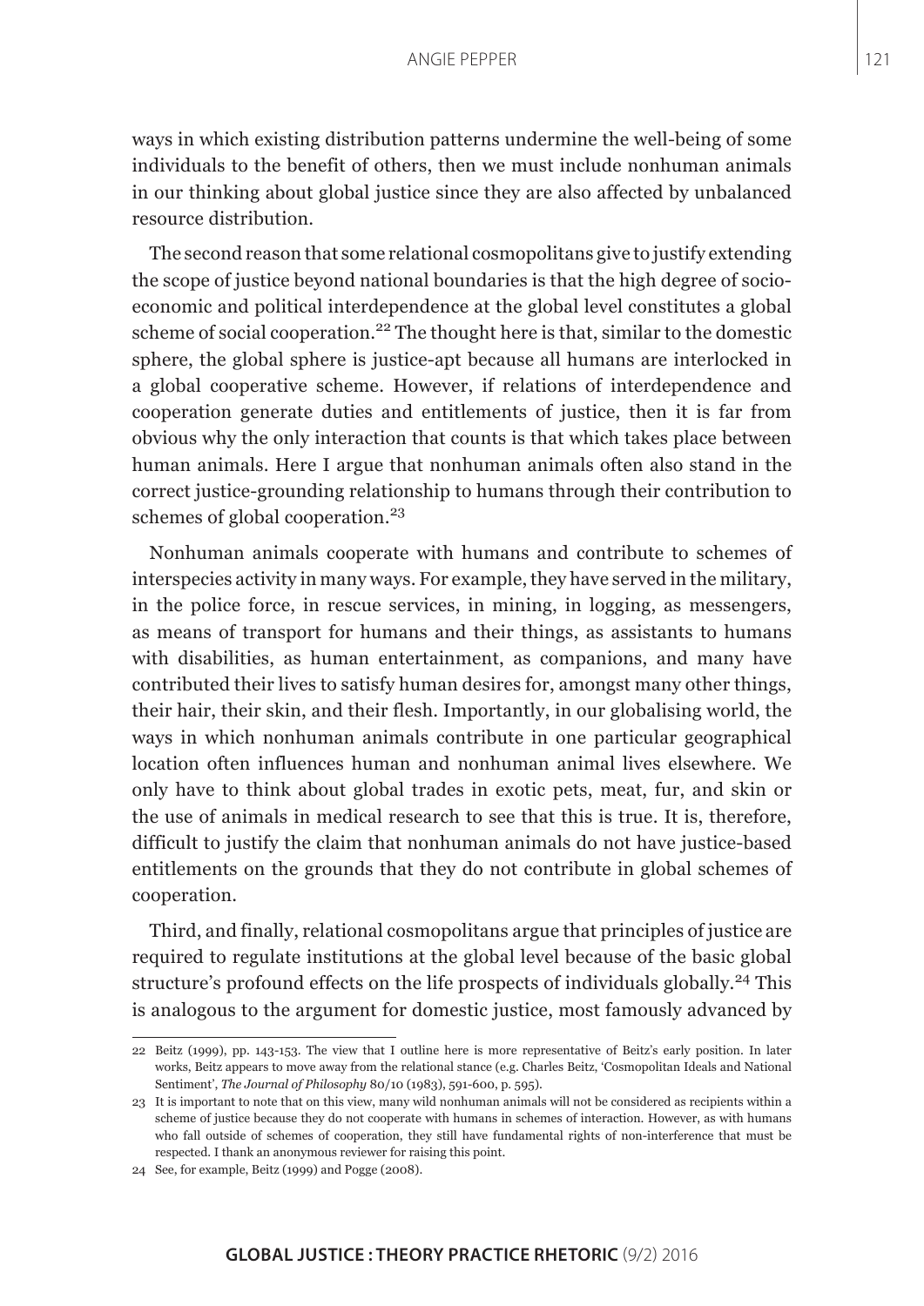ways in which existing distribution patterns undermine the well-being of some individuals to the benefit of others, then we must include nonhuman animals in our thinking about global justice since they are also affected by unbalanced resource distribution.

The second reason that some relational cosmopolitans give to justify extending the scope of justice beyond national boundaries is that the high degree of socio-economic and political interdependence at the global level constitutes a global scheme of social cooperation.[22] The thought here is that, similar to the domestic sphere, the global sphere is justice-apt because all humans are interlocked in a global cooperative scheme. However, if relations of interdependence and cooperation generate duties and entitlements of justice, then it is far from obvious why the only interaction that counts is that which takes place between human animals. Here I argue that nonhuman animals often also stand in the correct justice-grounding relationship to humans through their contribution to schemes of global cooperation.[23]

Nonhuman animals cooperate with humans and contribute to schemes of interspecies activity in many ways. For example, they have served in the military, in the police force, in rescue services, in mining, in logging, as messengers, as means of transport for humans and their things, as assistants to humans with disabilities, as human entertainment, as companions, and many have contributed their lives to satisfy human desires for, amongst many other things, their hair, their skin, and their flesh. Importantly, in our globalising world, the ways in which nonhuman animals contribute in one particular geographical location often influences human and nonhuman animal lives elsewhere. We only have to think about global trades in exotic pets, meat, fur, and skin or the use of animals in medical research to see that this is true. It is, therefore, difficult to justify the claim that nonhuman animals do not have justice-based entitlements on the grounds that they do not contribute in global schemes of cooperation.

Third, and finally, relational cosmopolitans argue that principles of justice are required to regulate institutions at the global level because of the basic global structure's profound effects on the life prospects of individuals globally.[24] This is analogous to the argument for domestic justice, most famously advanced by

---

22 Beitz (1999), pp. 143-153. The view that I outline here is more representative of Beitz's early position. In later works, Beitz appears to move away from the relational stance (e.g. Charles Beitz, 'Cosmopolitan Ideals and National Sentiment', *The Journal of Philosophy* 80/10 (1983), 591-600, p. 595).

23 It is important to note that on this view, many wild nonhuman animals will not be considered as recipients within a scheme of justice because they do not cooperate with humans in schemes of interaction. However, as with humans who fall outside of schemes of cooperation, they still have fundamental rights of non-interference that must be respected. I thank an anonymous reviewer for raising this point.

24 See, for example, Beitz (1999) and Pogge (2008).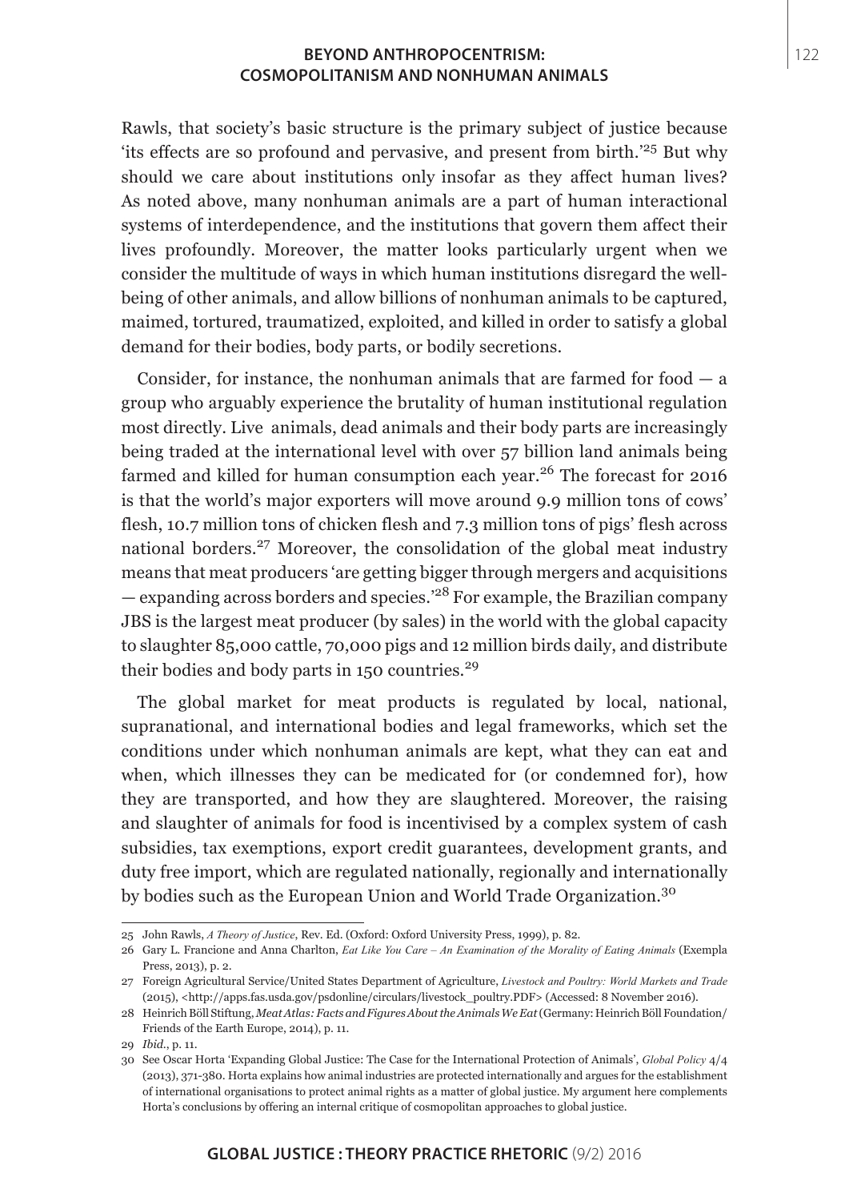Rawls, that society's basic structure is the primary subject of justice because 'its effects are so profound and pervasive, and present from birth.'[25] But why should we care about institutions only insofar as they affect human lives? As noted above, many nonhuman animals are a part of human interactional systems of interdependence, and the institutions that govern them affect their lives profoundly. Moreover, the matter looks particularly urgent when we consider the multitude of ways in which human institutions disregard the well-being of other animals, and allow billions of nonhuman animals to be captured, maimed, tortured, traumatized, exploited, and killed in order to satisfy a global demand for their bodies, body parts, or bodily secretions.

Consider, for instance, the nonhuman animals that are farmed for food — a group who arguably experience the brutality of human institutional regulation most directly. Live animals, dead animals and their body parts are increasingly being traded at the international level with over 57 billion land animals being farmed and killed for human consumption each year.[26] The forecast for 2016 is that the world's major exporters will move around 9.9 million tons of cows' flesh, 10.7 million tons of chicken flesh and 7.3 million tons of pigs' flesh across national borders.[27] Moreover, the consolidation of the global meat industry means that meat producers 'are getting bigger through mergers and acquisitions — expanding across borders and species.'[28] For example, the Brazilian company JBS is the largest meat producer (by sales) in the world with the global capacity to slaughter 85,000 cattle, 70,000 pigs and 12 million birds daily, and distribute their bodies and body parts in 150 countries.[29]

The global market for meat products is regulated by local, national, supranational, and international bodies and legal frameworks, which set the conditions under which nonhuman animals are kept, what they can eat and when, which illnesses they can be medicated for (or condemned for), how they are transported, and how they are slaughtered. Moreover, the raising and slaughter of animals for food is incentivised by a complex system of cash subsidies, tax exemptions, export credit guarantees, development grants, and duty free import, which are regulated nationally, regionally and internationally by bodies such as the European Union and World Trade Organization.[30]

---

25 John Rawls, *A Theory of Justice*, Rev. Ed. (Oxford: Oxford University Press, 1999), p. 82.

26 Gary L. Francione and Anna Charlton, *Eat Like You Care – An Examination of the Morality of Eating Animals* (Exempla Press, 2013), p. 2.

27 Foreign Agricultural Service/United States Department of Agriculture, *Livestock and Poultry: World Markets and Trade* (2015), <http://apps.fas.usda.gov/psdonline/circulars/livestock_poultry.PDF> (Accessed: 8 November 2016).

28 Heinrich Böll Stiftung, *Meat Atlas: Facts and Figures About the Animals We Eat* (Germany: Heinrich Böll Foundation/ Friends of the Earth Europe, 2014), p. 11.

29 *Ibid.*, p. 11.

30 See Oscar Horta 'Expanding Global Justice: The Case for the International Protection of Animals', *Global Policy* 4/4 (2013), 371-380. Horta explains how animal industries are protected internationally and argues for the establishment of international organisations to protect animal rights as a matter of global justice. My argument here complements Horta's conclusions by offering an internal critique of cosmopolitan approaches to global justice.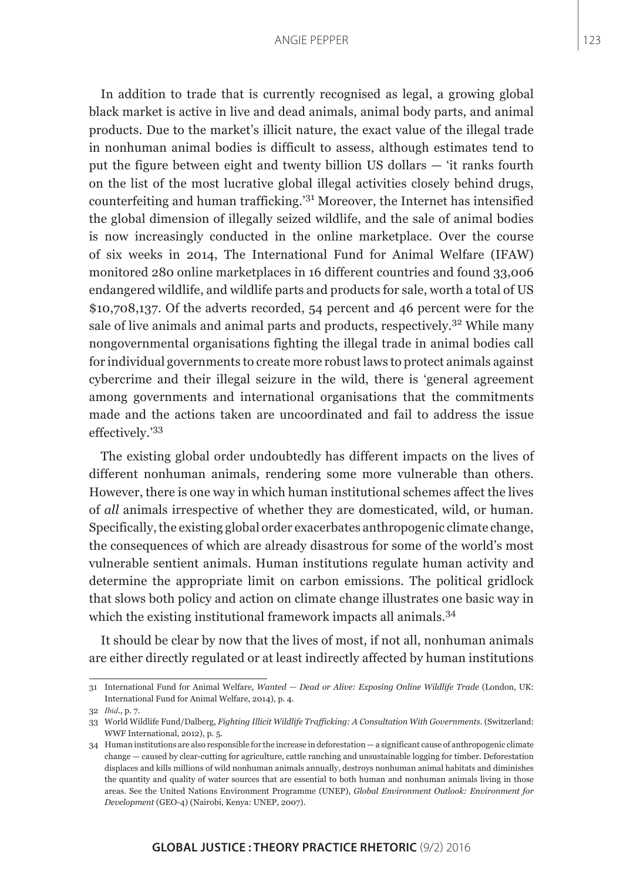In addition to trade that is currently recognised as legal, a growing global black market is active in live and dead animals, animal body parts, and animal products. Due to the market's illicit nature, the exact value of the illegal trade in nonhuman animal bodies is difficult to assess, although estimates tend to put the figure between eight and twenty billion US dollars — 'it ranks fourth on the list of the most lucrative global illegal activities closely behind drugs, counterfeiting and human trafficking.'[31] Moreover, the Internet has intensified the global dimension of illegally seized wildlife, and the sale of animal bodies is now increasingly conducted in the online marketplace. Over the course of six weeks in 2014, The International Fund for Animal Welfare (IFAW) monitored 280 online marketplaces in 16 different countries and found 33,006 endangered wildlife, and wildlife parts and products for sale, worth a total of US $10,708,137. Of the adverts recorded, 54 percent and 46 percent were for the sale of live animals and animal parts and products, respectively.[32] While many nongovernmental organisations fighting the illegal trade in animal bodies call for individual governments to create more robust laws to protect animals against cybercrime and their illegal seizure in the wild, there is 'general agreement among governments and international organisations that the commitments made and the actions taken are uncoordinated and fail to address the issue effectively.'[33]

The existing global order undoubtedly has different impacts on the lives of different nonhuman animals, rendering some more vulnerable than others. However, there is one way in which human institutional schemes affect the lives of *all* animals irrespective of whether they are domesticated, wild, or human. Specifically, the existing global order exacerbates anthropogenic climate change, the consequences of which are already disastrous for some of the world's most vulnerable sentient animals. Human institutions regulate human activity and determine the appropriate limit on carbon emissions. The political gridlock that slows both policy and action on climate change illustrates one basic way in which the existing institutional framework impacts all animals.[34]

It should be clear by now that the lives of most, if not all, nonhuman animals are either directly regulated or at least indirectly affected by human institutions

---

31 International Fund for Animal Welfare, *Wanted — Dead or Alive: Exposing Online Wildlife Trade* (London, UK: International Fund for Animal Welfare, 2014), p. 4.

32 *Ibid.*, p. 7.

33 World Wildlife Fund/Dalberg, *Fighting Illicit Wildlife Trafficking: A Consultation With Governments*. (Switzerland: WWF International, 2012), p. 5.

34 Human institutions are also responsible for the increase in deforestation — a significant cause of anthropogenic climate change — caused by clear-cutting for agriculture, cattle ranching and unsustainable logging for timber. Deforestation displaces and kills millions of wild nonhuman animals annually, destroys nonhuman animal habitats and diminishes the quantity and quality of water sources that are essential to both human and nonhuman animals living in those areas. See the United Nations Environment Programme (UNEP), *Global Environment Outlook: Environment for Development* (GEO-4) (Nairobi, Kenya: UNEP, 2007).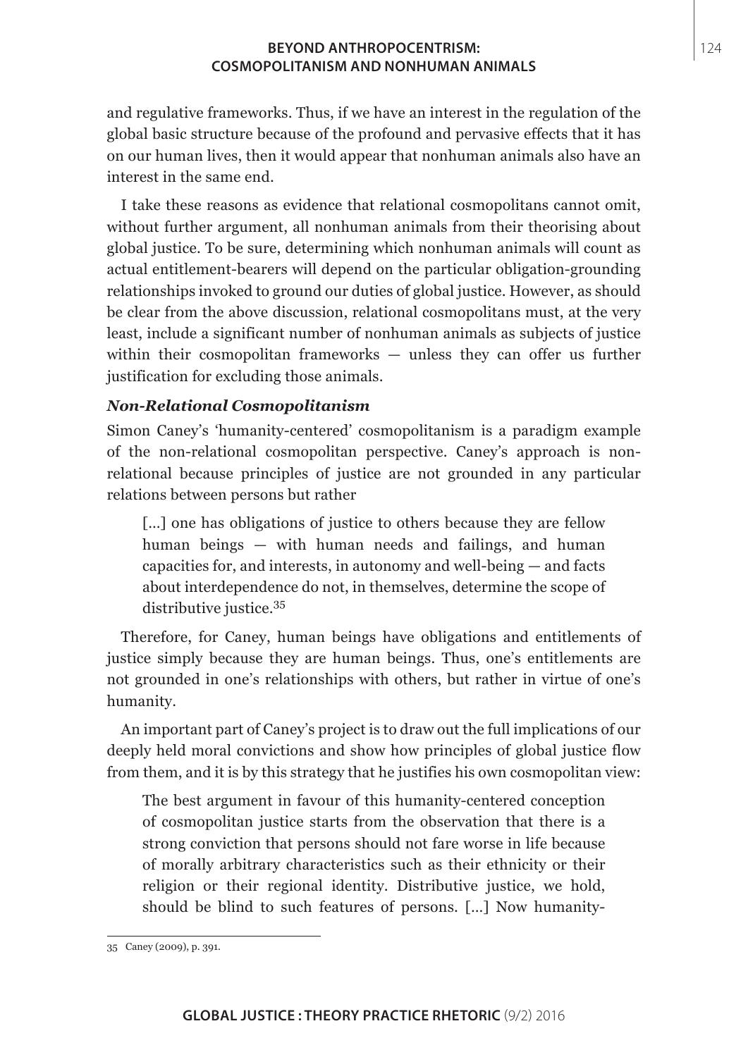and regulative frameworks. Thus, if we have an interest in the regulation of the global basic structure because of the profound and pervasive effects that it has on our human lives, then it would appear that nonhuman animals also have an interest in the same end.

I take these reasons as evidence that relational cosmopolitans cannot omit, without further argument, all nonhuman animals from their theorising about global justice. To be sure, determining which nonhuman animals will count as actual entitlement-bearers will depend on the particular obligation-grounding relationships invoked to ground our duties of global justice. However, as should be clear from the above discussion, relational cosmopolitans must, at the very least, include a significant number of nonhuman animals as subjects of justice within their cosmopolitan frameworks — unless they can offer us further justification for excluding those animals.

### *Non-Relational Cosmopolitanism*

Simon Caney's 'humanity-centered' cosmopolitanism is a paradigm example of the non-relational cosmopolitan perspective. Caney's approach is non-relational because principles of justice are not grounded in any particular relations between persons but rather

> [...] one has obligations of justice to others because they are fellow human beings — with human needs and failings, and human capacities for, and interests, in autonomy and well-being — and facts about interdependence do not, in themselves, determine the scope of distributive justice.[35]

Therefore, for Caney, human beings have obligations and entitlements of justice simply because they are human beings. Thus, one's entitlements are not grounded in one's relationships with others, but rather in virtue of one's humanity.

An important part of Caney's project is to draw out the full implications of our deeply held moral convictions and show how principles of global justice flow from them, and it is by this strategy that he justifies his own cosmopolitan view:

> The best argument in favour of this humanity-centered conception of cosmopolitan justice starts from the observation that there is a strong conviction that persons should not fare worse in life because of morally arbitrary characteristics such as their ethnicity or their religion or their regional identity. Distributive justice, we hold, should be blind to such features of persons. [...] Now humanity-

35 Caney (2009), p. 391.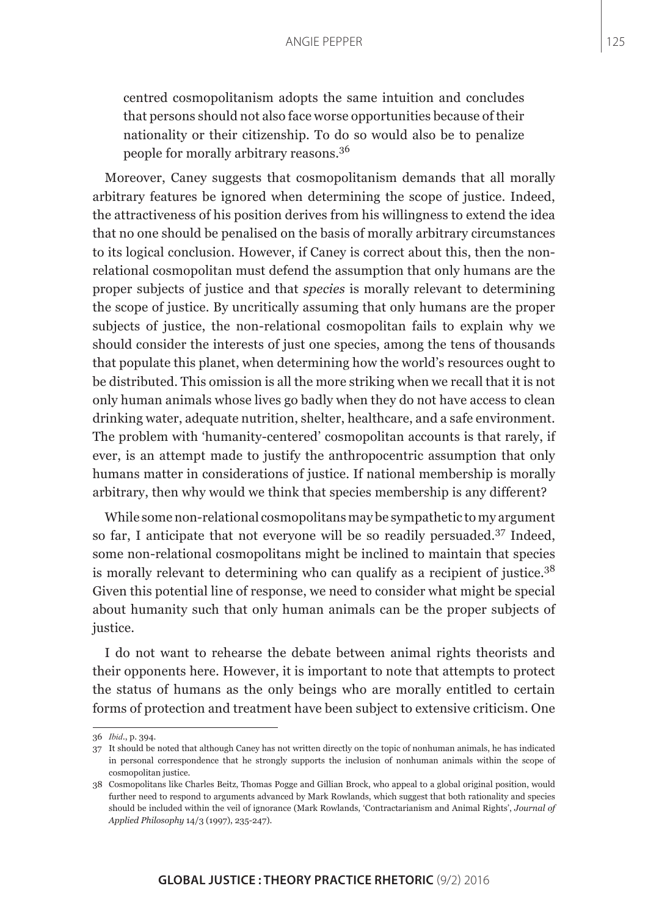centred cosmopolitanism adopts the same intuition and concludes that persons should not also face worse opportunities because of their nationality or their citizenship. To do so would also be to penalize people for morally arbitrary reasons.[36]

Moreover, Caney suggests that cosmopolitanism demands that all morally arbitrary features be ignored when determining the scope of justice. Indeed, the attractiveness of his position derives from his willingness to extend the idea that no one should be penalised on the basis of morally arbitrary circumstances to its logical conclusion. However, if Caney is correct about this, then the non-relational cosmopolitan must defend the assumption that only humans are the proper subjects of justice and that *species* is morally relevant to determining the scope of justice. By uncritically assuming that only humans are the proper subjects of justice, the non-relational cosmopolitan fails to explain why we should consider the interests of just one species, among the tens of thousands that populate this planet, when determining how the world's resources ought to be distributed. This omission is all the more striking when we recall that it is not only human animals whose lives go badly when they do not have access to clean drinking water, adequate nutrition, shelter, healthcare, and a safe environment. The problem with 'humanity-centered' cosmopolitan accounts is that rarely, if ever, is an attempt made to justify the anthropocentric assumption that only humans matter in considerations of justice. If national membership is morally arbitrary, then why would we think that species membership is any different?

While some non-relational cosmopolitans may be sympathetic to my argument so far, I anticipate that not everyone will be so readily persuaded.[37] Indeed, some non-relational cosmopolitans might be inclined to maintain that species is morally relevant to determining who can qualify as a recipient of justice.[38] Given this potential line of response, we need to consider what might be special about humanity such that only human animals can be the proper subjects of justice.

I do not want to rehearse the debate between animal rights theorists and their opponents here. However, it is important to note that attempts to protect the status of humans as the only beings who are morally entitled to certain forms of protection and treatment have been subject to extensive criticism. One

---

36 *Ibid*., p. 394.

37 It should be noted that although Caney has not written directly on the topic of nonhuman animals, he has indicated in personal correspondence that he strongly supports the inclusion of nonhuman animals within the scope of cosmopolitan justice.

38 Cosmopolitans like Charles Beitz, Thomas Pogge and Gillian Brock, who appeal to a global original position, would further need to respond to arguments advanced by Mark Rowlands, which suggest that both rationality and species should be included within the veil of ignorance (Mark Rowlands, 'Contractarianism and Animal Rights', *Journal of Applied Philosophy* 14/3 (1997), 235-247).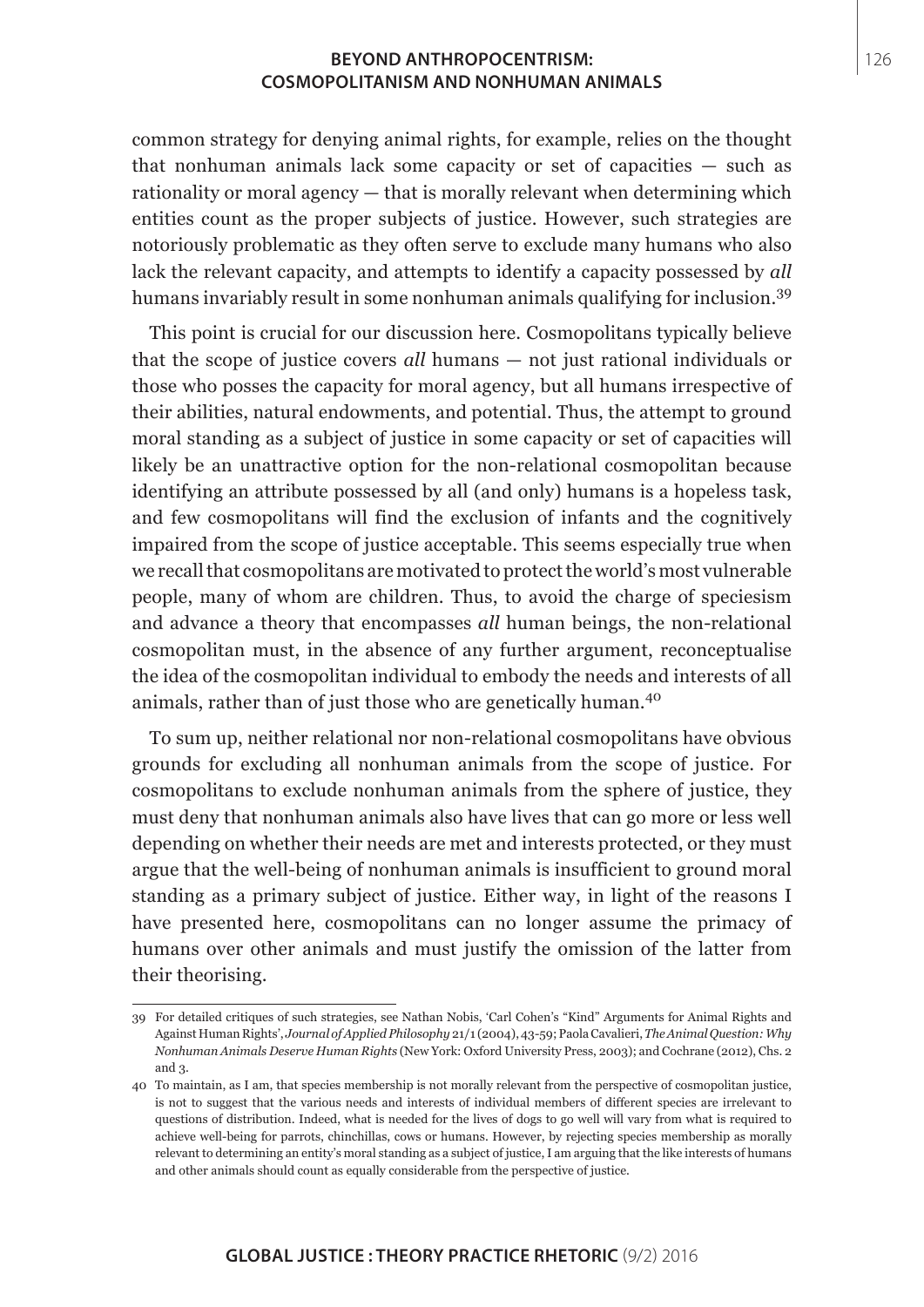common strategy for denying animal rights, for example, relies on the thought that nonhuman animals lack some capacity or set of capacities — such as rationality or moral agency — that is morally relevant when determining which entities count as the proper subjects of justice. However, such strategies are notoriously problematic as they often serve to exclude many humans who also lack the relevant capacity, and attempts to identify a capacity possessed by *all* humans invariably result in some nonhuman animals qualifying for inclusion.[39]

This point is crucial for our discussion here. Cosmopolitans typically believe that the scope of justice covers *all* humans — not just rational individuals or those who posses the capacity for moral agency, but all humans irrespective of their abilities, natural endowments, and potential. Thus, the attempt to ground moral standing as a subject of justice in some capacity or set of capacities will likely be an unattractive option for the non-relational cosmopolitan because identifying an attribute possessed by all (and only) humans is a hopeless task, and few cosmopolitans will find the exclusion of infants and the cognitively impaired from the scope of justice acceptable. This seems especially true when we recall that cosmopolitans are motivated to protect the world's most vulnerable people, many of whom are children. Thus, to avoid the charge of speciesism and advance a theory that encompasses *all* human beings, the non-relational cosmopolitan must, in the absence of any further argument, reconceptualise the idea of the cosmopolitan individual to embody the needs and interests of all animals, rather than of just those who are genetically human.[40]

To sum up, neither relational nor non-relational cosmopolitans have obvious grounds for excluding all nonhuman animals from the scope of justice. For cosmopolitans to exclude nonhuman animals from the sphere of justice, they must deny that nonhuman animals also have lives that can go more or less well depending on whether their needs are met and interests protected, or they must argue that the well-being of nonhuman animals is insufficient to ground moral standing as a primary subject of justice. Either way, in light of the reasons I have presented here, cosmopolitans can no longer assume the primacy of humans over other animals and must justify the omission of the latter from their theorising.

---

39 For detailed critiques of such strategies, see Nathan Nobis, 'Carl Cohen's "Kind" Arguments for Animal Rights and Against Human Rights', *Journal of Applied Philosophy* 21/1 (2004), 43-59; Paola Cavalieri, *The Animal Question: Why Nonhuman Animals Deserve Human Rights* (New York: Oxford University Press, 2003); and Cochrane (2012), Chs. 2 and 3.

40 To maintain, as I am, that species membership is not morally relevant from the perspective of cosmopolitan justice, is not to suggest that the various needs and interests of individual members of different species are irrelevant to questions of distribution. Indeed, what is needed for the lives of dogs to go well will vary from what is required to achieve well-being for parrots, chinchillas, cows or humans. However, by rejecting species membership as morally relevant to determining an entity's moral standing as a subject of justice, I am arguing that the like interests of humans and other animals should count as equally considerable from the perspective of justice.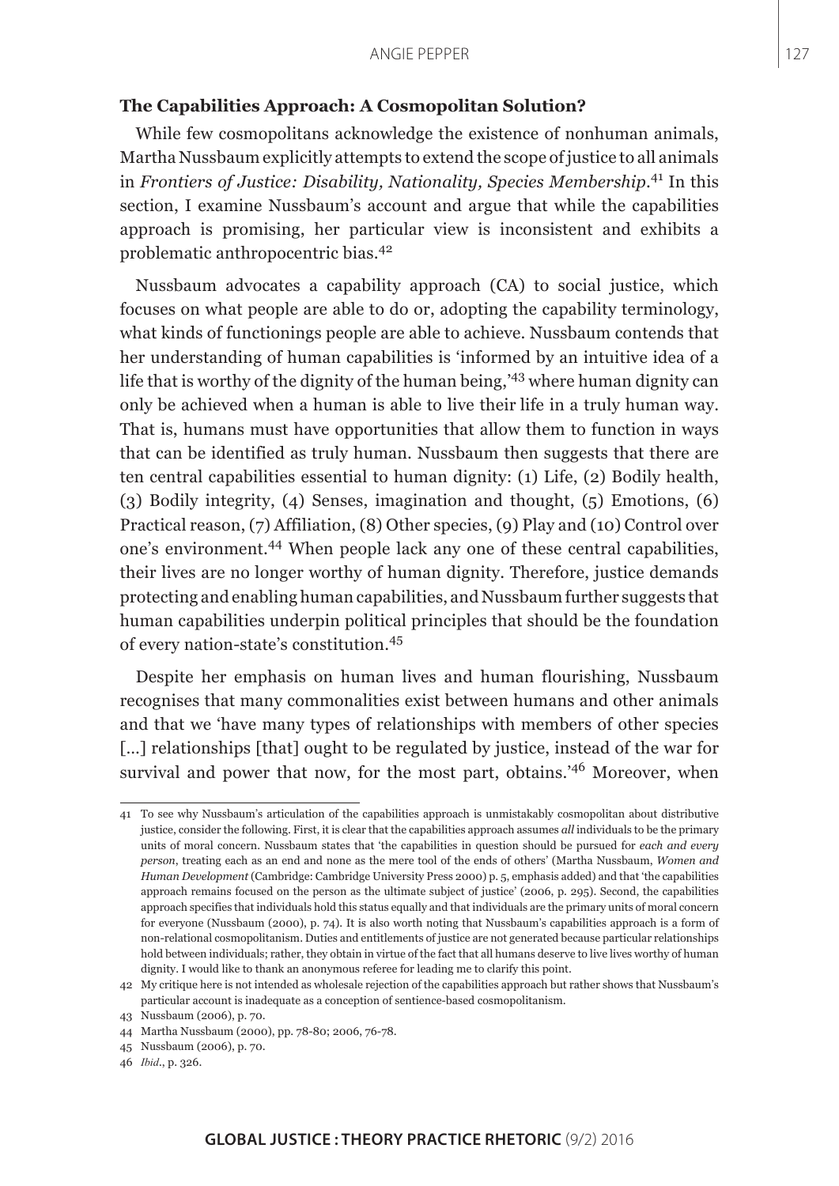### The Capabilities Approach: A Cosmopolitan Solution?

While few cosmopolitans acknowledge the existence of nonhuman animals, Martha Nussbaum explicitly attempts to extend the scope of justice to all animals in *Frontiers of Justice: Disability, Nationality, Species Membership*.[41] In this section, I examine Nussbaum's account and argue that while the capabilities approach is promising, her particular view is inconsistent and exhibits a problematic anthropocentric bias.[42]

Nussbaum advocates a capability approach (CA) to social justice, which focuses on what people are able to do or, adopting the capability terminology, what kinds of functionings people are able to achieve. Nussbaum contends that her understanding of human capabilities is 'informed by an intuitive idea of a life that is worthy of the dignity of the human being,'[43] where human dignity can only be achieved when a human is able to live their life in a truly human way. That is, humans must have opportunities that allow them to function in ways that can be identified as truly human. Nussbaum then suggests that there are ten central capabilities essential to human dignity: (1) Life, (2) Bodily health, (3) Bodily integrity, (4) Senses, imagination and thought, (5) Emotions, (6) Practical reason, (7) Affiliation, (8) Other species, (9) Play and (10) Control over one's environment.[44] When people lack any one of these central capabilities, their lives are no longer worthy of human dignity. Therefore, justice demands protecting and enabling human capabilities, and Nussbaum further suggests that human capabilities underpin political principles that should be the foundation of every nation-state's constitution.[45]

Despite her emphasis on human lives and human flourishing, Nussbaum recognises that many commonalities exist between humans and other animals and that we 'have many types of relationships with members of other species [...] relationships [that] ought to be regulated by justice, instead of the war for survival and power that now, for the most part, obtains.'[46] Moreover, when

---

41 To see why Nussbaum's articulation of the capabilities approach is unmistakably cosmopolitan about distributive justice, consider the following. First, it is clear that the capabilities approach assumes *all* individuals to be the primary units of moral concern. Nussbaum states that 'the capabilities in question should be pursued for *each and every person*, treating each as an end and none as the mere tool of the ends of others' (Martha Nussbaum, *Women and Human Development* (Cambridge: Cambridge University Press 2000) p. 5, emphasis added) and that 'the capabilities approach remains focused on the person as the ultimate subject of justice' (2006, p. 295). Second, the capabilities approach specifies that individuals hold this status equally and that individuals are the primary units of moral concern for everyone (Nussbaum (2000), p. 74). It is also worth noting that Nussbaum's capabilities approach is a form of non-relational cosmopolitanism. Duties and entitlements of justice are not generated because particular relationships hold between individuals; rather, they obtain in virtue of the fact that all humans deserve to live lives worthy of human dignity. I would like to thank an anonymous referee for leading me to clarify this point.

42 My critique here is not intended as wholesale rejection of the capabilities approach but rather shows that Nussbaum's particular account is inadequate as a conception of sentience-based cosmopolitanism.

43 Nussbaum (2006), p. 70.

44 Martha Nussbaum (2000), pp. 78-80; 2006, 76-78.

45 Nussbaum (2006), p. 70.

46 *Ibid*., p. 326.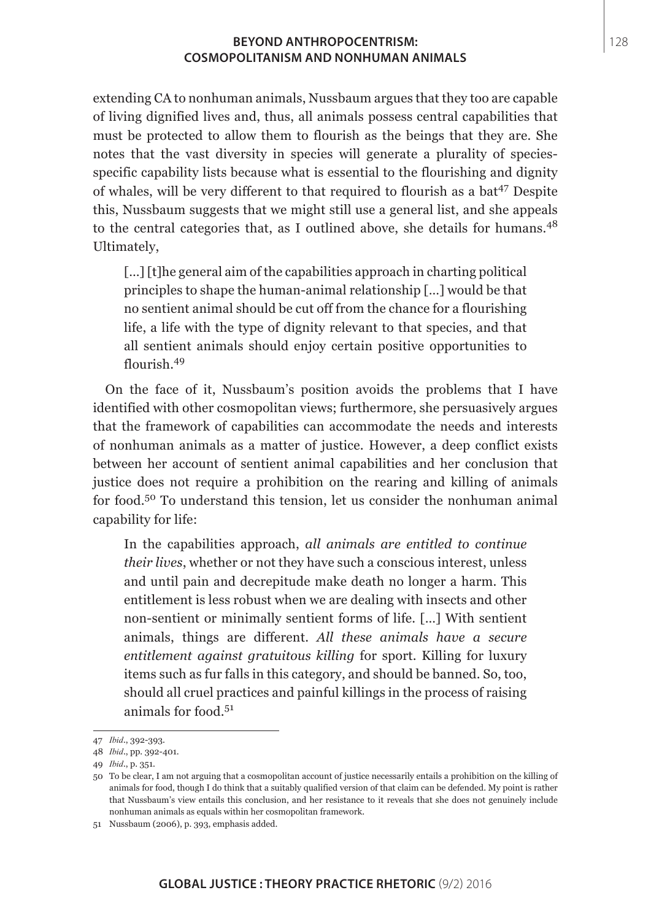extending CA to nonhuman animals, Nussbaum argues that they too are capable of living dignified lives and, thus, all animals possess central capabilities that must be protected to allow them to flourish as the beings that they are. She notes that the vast diversity in species will generate a plurality of species-specific capability lists because what is essential to the flourishing and dignity of whales, will be very different to that required to flourish as a bat[47] Despite this, Nussbaum suggests that we might still use a general list, and she appeals to the central categories that, as I outlined above, she details for humans.[48] Ultimately,

> [...] [t]he general aim of the capabilities approach in charting political principles to shape the human-animal relationship [...] would be that no sentient animal should be cut off from the chance for a flourishing life, a life with the type of dignity relevant to that species, and that all sentient animals should enjoy certain positive opportunities to flourish.[49]

On the face of it, Nussbaum's position avoids the problems that I have identified with other cosmopolitan views; furthermore, she persuasively argues that the framework of capabilities can accommodate the needs and interests of nonhuman animals as a matter of justice. However, a deep conflict exists between her account of sentient animal capabilities and her conclusion that justice does not require a prohibition on the rearing and killing of animals for food.[50] To understand this tension, let us consider the nonhuman animal capability for life:

> In the capabilities approach, *all animals are entitled to continue their lives*, whether or not they have such a conscious interest, unless and until pain and decrepitude make death no longer a harm. This entitlement is less robust when we are dealing with insects and other non-sentient or minimally sentient forms of life. [...] With sentient animals, things are different. *All these animals have a secure entitlement against gratuitous killing* for sport. Killing for luxury items such as fur falls in this category, and should be banned. So, too, should all cruel practices and painful killings in the process of raising animals for food.[51]

---

47 *Ibid*., 392-393.

48 *Ibid*., pp. 392-401.

49 *Ibid*., p. 351.

50 To be clear, I am not arguing that a cosmopolitan account of justice necessarily entails a prohibition on the killing of animals for food, though I do think that a suitably qualified version of that claim can be defended. My point is rather that Nussbaum's view entails this conclusion, and her resistance to it reveals that she does not genuinely include nonhuman animals as equals within her cosmopolitan framework.

51 Nussbaum (2006), p. 393, emphasis added.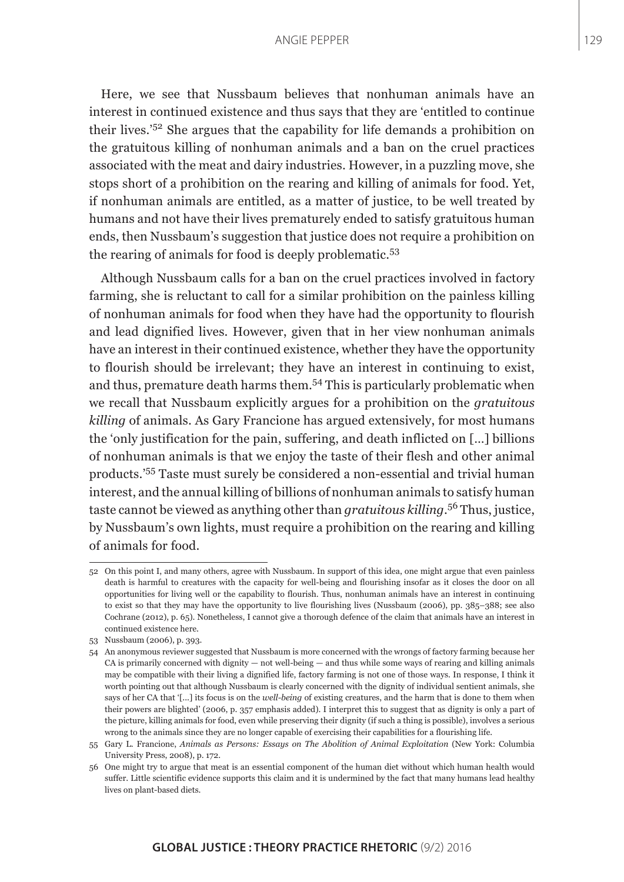Here, we see that Nussbaum believes that nonhuman animals have an interest in continued existence and thus says that they are 'entitled to continue their lives.'[52] She argues that the capability for life demands a prohibition on the gratuitous killing of nonhuman animals and a ban on the cruel practices associated with the meat and dairy industries. However, in a puzzling move, she stops short of a prohibition on the rearing and killing of animals for food. Yet, if nonhuman animals are entitled, as a matter of justice, to be well treated by humans and not have their lives prematurely ended to satisfy gratuitous human ends, then Nussbaum's suggestion that justice does not require a prohibition on the rearing of animals for food is deeply problematic.[53]

Although Nussbaum calls for a ban on the cruel practices involved in factory farming, she is reluctant to call for a similar prohibition on the painless killing of nonhuman animals for food when they have had the opportunity to flourish and lead dignified lives. However, given that in her view nonhuman animals have an interest in their continued existence, whether they have the opportunity to flourish should be irrelevant; they have an interest in continuing to exist, and thus, premature death harms them.[54] This is particularly problematic when we recall that Nussbaum explicitly argues for a prohibition on the *gratuitous killing* of animals. As Gary Francione has argued extensively, for most humans the 'only justification for the pain, suffering, and death inflicted on [...] billions of nonhuman animals is that we enjoy the taste of their flesh and other animal products.'[55] Taste must surely be considered a non-essential and trivial human interest, and the annual killing of billions of nonhuman animals to satisfy human taste cannot be viewed as anything other than *gratuitous killing*.[56] Thus, justice, by Nussbaum's own lights, must require a prohibition on the rearing and killing of animals for food.

---

52 On this point I, and many others, agree with Nussbaum. In support of this idea, one might argue that even painless death is harmful to creatures with the capacity for well-being and flourishing insofar as it closes the door on all opportunities for living well or the capability to flourish. Thus, nonhuman animals have an interest in continuing to exist so that they may have the opportunity to live flourishing lives (Nussbaum (2006), pp. 385–388; see also Cochrane (2012), p. 65). Nonetheless, I cannot give a thorough defence of the claim that animals have an interest in continued existence here.

53 Nussbaum (2006), p. 393.

54 An anonymous reviewer suggested that Nussbaum is more concerned with the wrongs of factory farming because her CA is primarily concerned with dignity — not well-being — and thus while some ways of rearing and killing animals may be compatible with their living a dignified life, factory farming is not one of those ways. In response, I think it worth pointing out that although Nussbaum is clearly concerned with the dignity of individual sentient animals, she says of her CA that '[...] its focus is on the *well-being* of existing creatures, and the harm that is done to them when their powers are blighted' (2006, p. 357 emphasis added). I interpret this to suggest that as dignity is only a part of the picture, killing animals for food, even while preserving their dignity (if such a thing is possible), involves a serious wrong to the animals since they are no longer capable of exercising their capabilities for a flourishing life.

55 Gary L. Francione, *Animals as Persons: Essays on The Abolition of Animal Exploitation* (New York: Columbia University Press, 2008), p. 172.

56 One might try to argue that meat is an essential component of the human diet without which human health would suffer. Little scientific evidence supports this claim and it is undermined by the fact that many humans lead healthy lives on plant-based diets.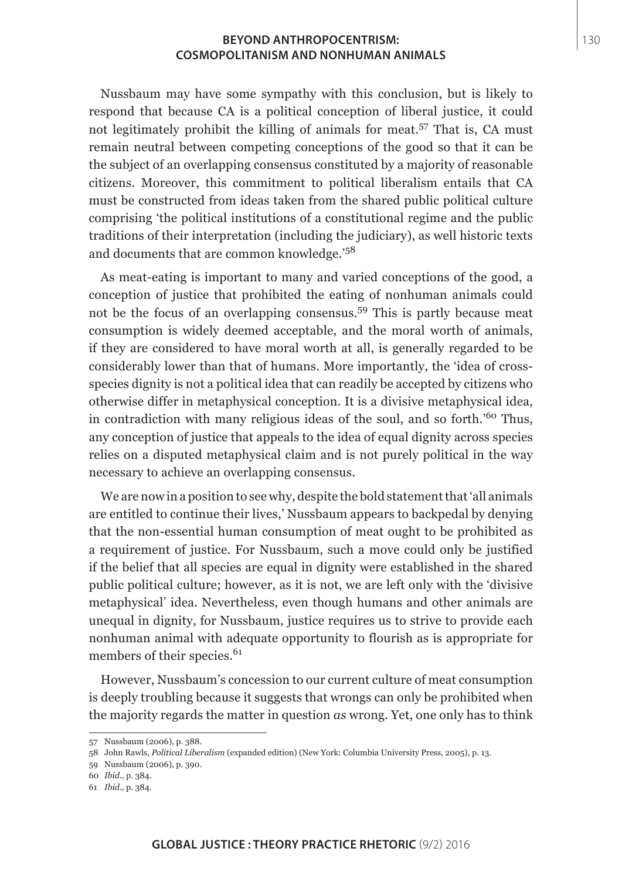Nussbaum may have some sympathy with this conclusion, but is likely to respond that because CA is a political conception of liberal justice, it could not legitimately prohibit the killing of animals for meat.[57] That is, CA must remain neutral between competing conceptions of the good so that it can be the subject of an overlapping consensus constituted by a majority of reasonable citizens. Moreover, this commitment to political liberalism entails that CA must be constructed from ideas taken from the shared public political culture comprising 'the political institutions of a constitutional regime and the public traditions of their interpretation (including the judiciary), as well historic texts and documents that are common knowledge.'[58]

As meat-eating is important to many and varied conceptions of the good, a conception of justice that prohibited the eating of nonhuman animals could not be the focus of an overlapping consensus.[59] This is partly because meat consumption is widely deemed acceptable, and the moral worth of animals, if they are considered to have moral worth at all, is generally regarded to be considerably lower than that of humans. More importantly, the 'idea of cross-species dignity is not a political idea that can readily be accepted by citizens who otherwise differ in metaphysical conception. It is a divisive metaphysical idea, in contradiction with many religious ideas of the soul, and so forth.'[60] Thus, any conception of justice that appeals to the idea of equal dignity across species relies on a disputed metaphysical claim and is not purely political in the way necessary to achieve an overlapping consensus.

We are now in a position to see why, despite the bold statement that 'all animals are entitled to continue their lives,' Nussbaum appears to backpedal by denying that the non-essential human consumption of meat ought to be prohibited as a requirement of justice. For Nussbaum, such a move could only be justified if the belief that all species are equal in dignity were established in the shared public political culture; however, as it is not, we are left only with the 'divisive metaphysical' idea. Nevertheless, even though humans and other animals are unequal in dignity, for Nussbaum, justice requires us to strive to provide each nonhuman animal with adequate opportunity to flourish as is appropriate for members of their species.[61]

However, Nussbaum's concession to our current culture of meat consumption is deeply troubling because it suggests that wrongs can only be prohibited when the majority regards the matter in question *as* wrong. Yet, one only has to think

---

57 Nussbaum (2006), p. 388.

58 John Rawls, *Political Liberalism* (expanded edition) (New York: Columbia University Press, 2005), p. 13.

59 Nussbaum (2006), p. 390.

60 *Ibid.*, p. 384.

61 *Ibid.*, p. 384.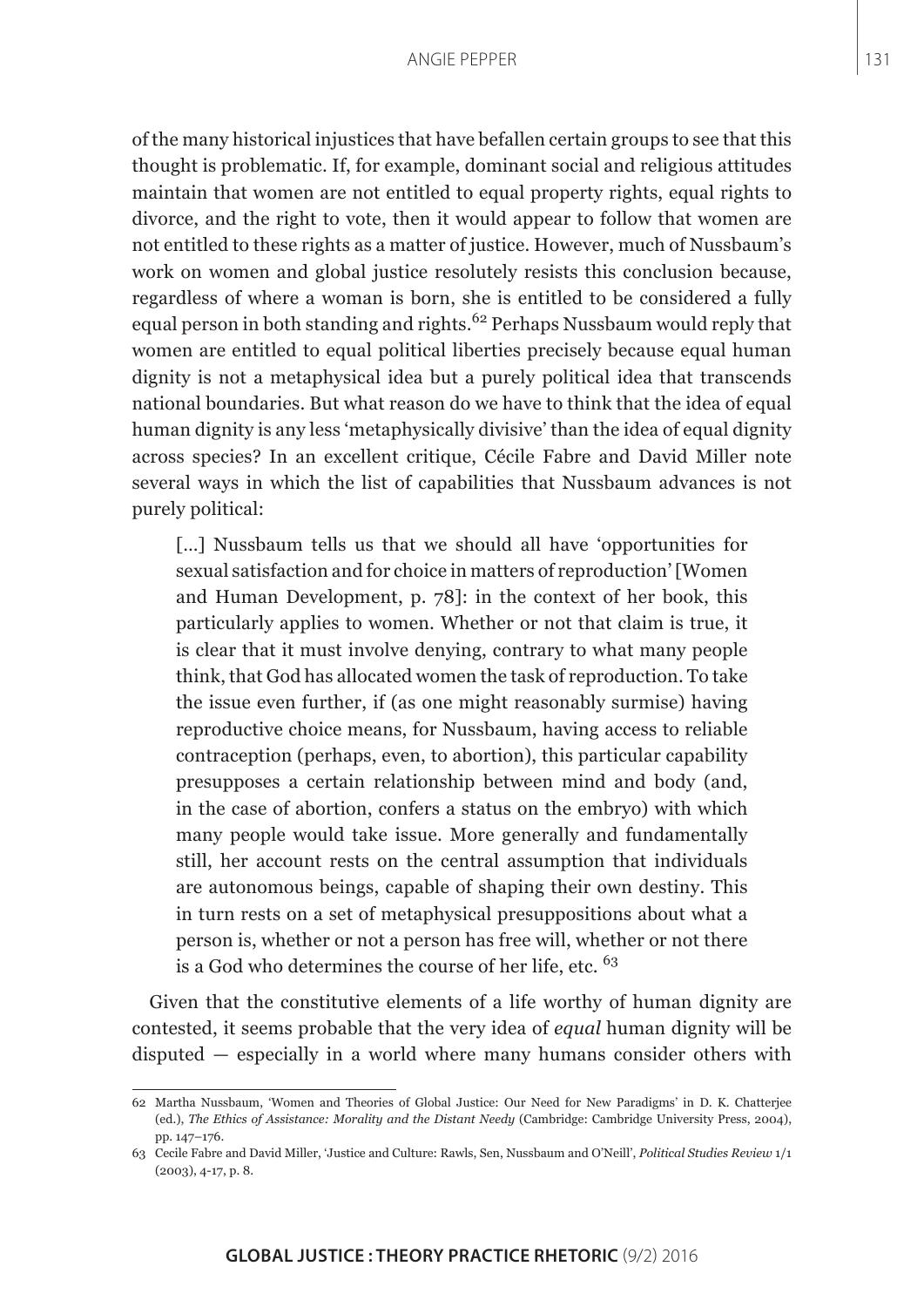of the many historical injustices that have befallen certain groups to see that this thought is problematic. If, for example, dominant social and religious attitudes maintain that women are not entitled to equal property rights, equal rights to divorce, and the right to vote, then it would appear to follow that women are not entitled to these rights as a matter of justice. However, much of Nussbaum's work on women and global justice resolutely resists this conclusion because, regardless of where a woman is born, she is entitled to be considered a fully equal person in both standing and rights.[62] Perhaps Nussbaum would reply that women are entitled to equal political liberties precisely because equal human dignity is not a metaphysical idea but a purely political idea that transcends national boundaries. But what reason do we have to think that the idea of equal human dignity is any less 'metaphysically divisive' than the idea of equal dignity across species? In an excellent critique, Cécile Fabre and David Miller note several ways in which the list of capabilities that Nussbaum advances is not purely political:

> [...] Nussbaum tells us that we should all have 'opportunities for sexual satisfaction and for choice in matters of reproduction' [Women and Human Development, p. 78]: in the context of her book, this particularly applies to women. Whether or not that claim is true, it is clear that it must involve denying, contrary to what many people think, that God has allocated women the task of reproduction. To take the issue even further, if (as one might reasonably surmise) having reproductive choice means, for Nussbaum, having access to reliable contraception (perhaps, even, to abortion), this particular capability presupposes a certain relationship between mind and body (and, in the case of abortion, confers a status on the embryo) with which many people would take issue. More generally and fundamentally still, her account rests on the central assumption that individuals are autonomous beings, capable of shaping their own destiny. This in turn rests on a set of metaphysical presuppositions about what a person is, whether or not a person has free will, whether or not there is a God who determines the course of her life, etc. [63]

Given that the constitutive elements of a life worthy of human dignity are contested, it seems probable that the very idea of *equal* human dignity will be disputed — especially in a world where many humans consider others with

---

62 Martha Nussbaum, 'Women and Theories of Global Justice: Our Need for New Paradigms' in D. K. Chatterjee (ed.), *The Ethics of Assistance: Morality and the Distant Needy* (Cambridge: Cambridge University Press, 2004), pp. 147–176.

63 Cecile Fabre and David Miller, 'Justice and Culture: Rawls, Sen, Nussbaum and O'Neill', *Political Studies Review* 1/1 (2003), 4-17, p. 8.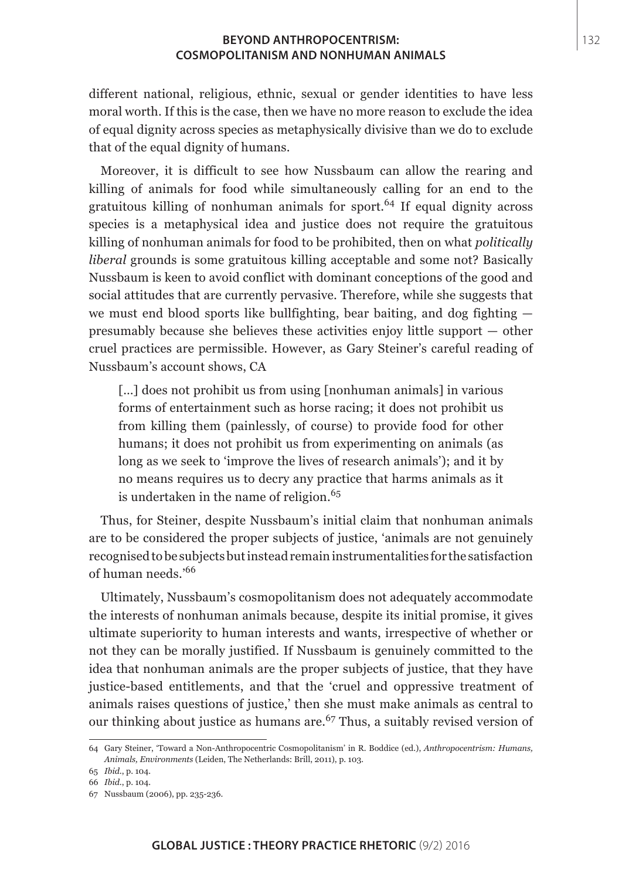different national, religious, ethnic, sexual or gender identities to have less moral worth. If this is the case, then we have no more reason to exclude the idea of equal dignity across species as metaphysically divisive than we do to exclude that of the equal dignity of humans.

Moreover, it is difficult to see how Nussbaum can allow the rearing and killing of animals for food while simultaneously calling for an end to the gratuitous killing of nonhuman animals for sport.[64] If equal dignity across species is a metaphysical idea and justice does not require the gratuitous killing of nonhuman animals for food to be prohibited, then on what *politically liberal* grounds is some gratuitous killing acceptable and some not? Basically Nussbaum is keen to avoid conflict with dominant conceptions of the good and social attitudes that are currently pervasive. Therefore, while she suggests that we must end blood sports like bullfighting, bear baiting, and dog fighting — presumably because she believes these activities enjoy little support — other cruel practices are permissible. However, as Gary Steiner's careful reading of Nussbaum's account shows, CA

> [...] does not prohibit us from using [nonhuman animals] in various forms of entertainment such as horse racing; it does not prohibit us from killing them (painlessly, of course) to provide food for other humans; it does not prohibit us from experimenting on animals (as long as we seek to 'improve the lives of research animals'); and it by no means requires us to decry any practice that harms animals as it is undertaken in the name of religion.[65]

Thus, for Steiner, despite Nussbaum's initial claim that nonhuman animals are to be considered the proper subjects of justice, 'animals are not genuinely recognised to be subjects but instead remain instrumentalities for the satisfaction of human needs.'[66]

Ultimately, Nussbaum's cosmopolitanism does not adequately accommodate the interests of nonhuman animals because, despite its initial promise, it gives ultimate superiority to human interests and wants, irrespective of whether or not they can be morally justified. If Nussbaum is genuinely committed to the idea that nonhuman animals are the proper subjects of justice, that they have justice-based entitlements, and that the 'cruel and oppressive treatment of animals raises questions of justice,' then she must make animals as central to our thinking about justice as humans are.[67] Thus, a suitably revised version of

---

64 Gary Steiner, 'Toward a Non-Anthropocentric Cosmopolitanism' in R. Boddice (ed.), *Anthropocentrism: Humans, Animals, Environments* (Leiden, The Netherlands: Brill, 2011), p. 103.

65 *Ibid.*, p. 104.

66 *Ibid.*, p. 104.

67 Nussbaum (2006), pp. 235-236.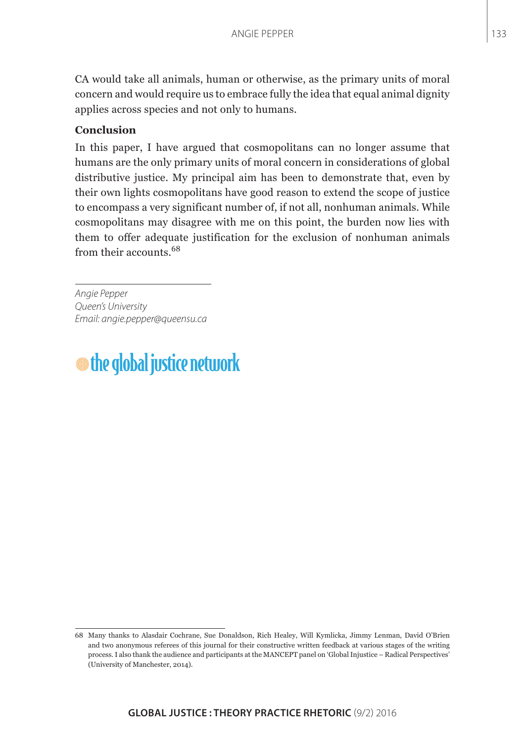CA would take all animals, human or otherwise, as the primary units of moral concern and would require us to embrace fully the idea that equal animal dignity applies across species and not only to humans.

## Conclusion

In this paper, I have argued that cosmopolitans can no longer assume that humans are the only primary units of moral concern in considerations of global distributive justice. My principal aim has been to demonstrate that, even by their own lights cosmopolitans have good reason to extend the scope of justice to encompass a very significant number of, if not all, nonhuman animals. While cosmopolitans may disagree with me on this point, the burden now lies with them to offer adequate justification for the exclusion of nonhuman animals from their accounts.[68]

*Angie Pepper*
*Queen's University*
*Email: angie.pepper@queensu.ca*

the global justice network

68 Many thanks to Alasdair Cochrane, Sue Donaldson, Rich Healey, Will Kymlicka, Jimmy Lenman, David O'Brien and two anonymous referees of this journal for their constructive written feedback at various stages of the writing process. I also thank the audience and participants at the MANCEPT panel on 'Global Injustice – Radical Perspectives' (University of Manchester, 2014).